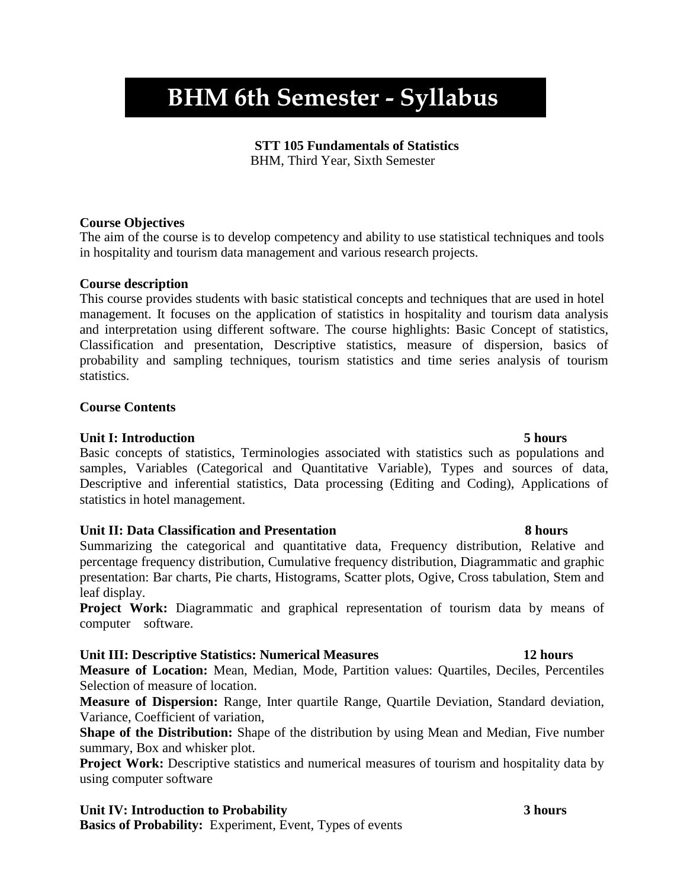# BHM 6th Semester - Syllabus

**STT 105 Fundamentals of Statistics**
BHM, Third Year, Sixth Semester

**Course Objectives**

The aim of the course is to develop competency and ability to use statistical techniques and tools in hospitality and tourism data management and various research projects.

**Course description**

This course provides students with basic statistical concepts and techniques that are used in hotel management. It focuses on the application of statistics in hospitality and tourism data analysis and interpretation using different software. The course highlights: Basic Concept of statistics, Classification and presentation, Descriptive statistics, measure of dispersion, basics of probability and sampling techniques, tourism statistics and time series analysis of tourism statistics.

**Course Contents**

**Unit I: Introduction** **5 hours**

Basic concepts of statistics, Terminologies associated with statistics such as populations and samples, Variables (Categorical and Quantitative Variable), Types and sources of data, Descriptive and inferential statistics, Data processing (Editing and Coding), Applications of statistics in hotel management.

**Unit II: Data Classification and Presentation** **8 hours**

Summarizing the categorical and quantitative data, Frequency distribution, Relative and percentage frequency distribution, Cumulative frequency distribution, Diagrammatic and graphic presentation: Bar charts, Pie charts, Histograms, Scatter plots, Ogive, Cross tabulation, Stem and leaf display.

**Project Work:** Diagrammatic and graphical representation of tourism data by means of computer software.

**Unit III: Descriptive Statistics: Numerical Measures** **12 hours**

**Measure of Location:** Mean, Median, Mode, Partition values: Quartiles, Deciles, Percentiles Selection of measure of location.

**Measure of Dispersion:** Range, Inter quartile Range, Quartile Deviation, Standard deviation, Variance, Coefficient of variation,

**Shape of the Distribution:** Shape of the distribution by using Mean and Median, Five number summary, Box and whisker plot.

**Project Work:** Descriptive statistics and numerical measures of tourism and hospitality data by using computer software

**Unit IV: Introduction to Probability** **3 hours**

**Basics of Probability:** Experiment, Event, Types of events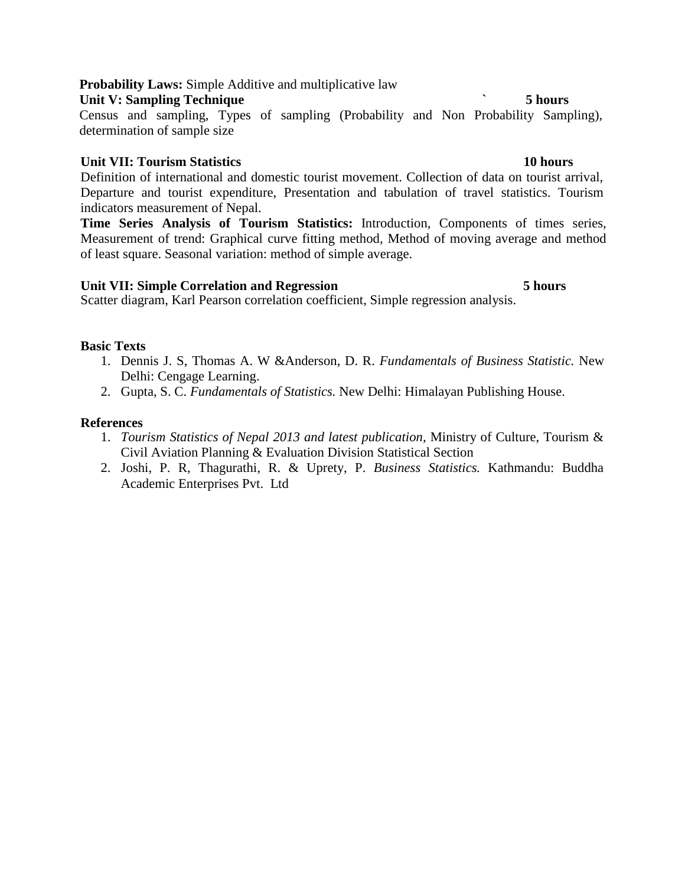**Probability Laws:** Simple Additive and multiplicative law

**Unit V: Sampling Technique** ` **5 hours**

Census and sampling, Types of sampling (Probability and Non Probability Sampling), determination of sample size

**Unit VII: Tourism Statistics** **10 hours**

Definition of international and domestic tourist movement. Collection of data on tourist arrival, Departure and tourist expenditure, Presentation and tabulation of travel statistics. Tourism indicators measurement of Nepal.

**Time Series Analysis of Tourism Statistics:** Introduction, Components of times series, Measurement of trend: Graphical curve fitting method, Method of moving average and method of least square. Seasonal variation: method of simple average.

**Unit VII: Simple Correlation and Regression** **5 hours**

Scatter diagram, Karl Pearson correlation coefficient, Simple regression analysis.

**Basic Texts**

1. Dennis J. S, Thomas A. W &Anderson, D. R. *Fundamentals of Business Statistic.* New Delhi: Cengage Learning.
2. Gupta, S. C. *Fundamentals of Statistics.* New Delhi: Himalayan Publishing House.

**References**

1. *Tourism Statistics of Nepal 2013 and latest publication,* Ministry of Culture, Tourism & Civil Aviation Planning & Evaluation Division Statistical Section
2. Joshi, P. R, Thagurathi, R. & Uprety, P. *Business Statistics.* Kathmandu: Buddha Academic Enterprises Pvt. Ltd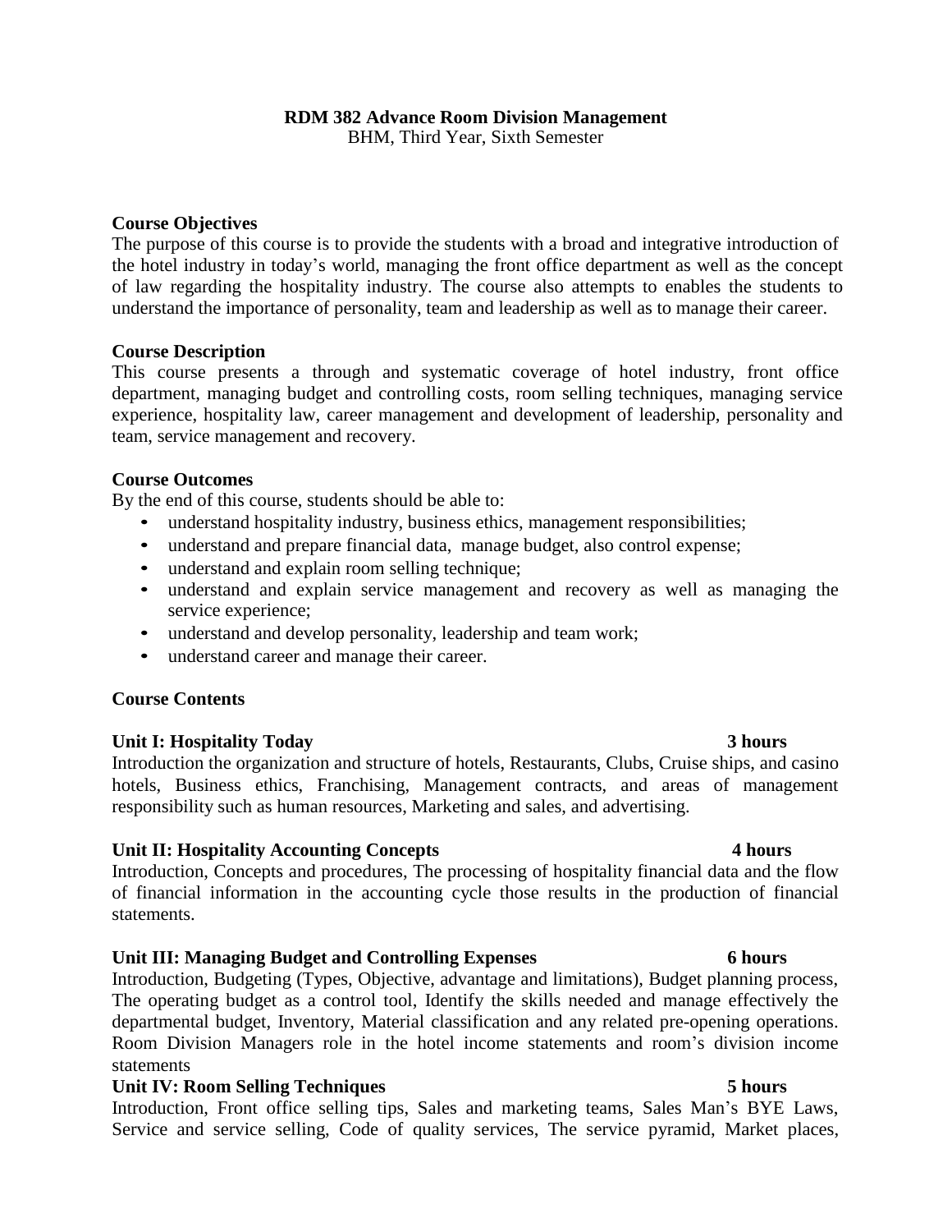**RDM 382 Advance Room Division Management**
BHM, Third Year, Sixth Semester

**Course Objectives**

The purpose of this course is to provide the students with a broad and integrative introduction of the hotel industry in today's world, managing the front office department as well as the concept of law regarding the hospitality industry. The course also attempts to enables the students to understand the importance of personality, team and leadership as well as to manage their career.

**Course Description**

This course presents a through and systematic coverage of hotel industry, front office department, managing budget and controlling costs, room selling techniques, managing service experience, hospitality law, career management and development of leadership, personality and team, service management and recovery.

**Course Outcomes**

By the end of this course, students should be able to:

- understand hospitality industry, business ethics, management responsibilities;
- understand and prepare financial data, manage budget, also control expense;
- understand and explain room selling technique;
- understand and explain service management and recovery as well as managing the service experience;
- understand and develop personality, leadership and team work;
- understand career and manage their career.

**Course Contents**

**Unit I: Hospitality Today** **3 hours**

Introduction the organization and structure of hotels, Restaurants, Clubs, Cruise ships, and casino hotels, Business ethics, Franchising, Management contracts, and areas of management responsibility such as human resources, Marketing and sales, and advertising.

**Unit II: Hospitality Accounting Concepts** **4 hours**

Introduction, Concepts and procedures, The processing of hospitality financial data and the flow of financial information in the accounting cycle those results in the production of financial statements.

**Unit III: Managing Budget and Controlling Expenses** **6 hours**

Introduction, Budgeting (Types, Objective, advantage and limitations), Budget planning process, The operating budget as a control tool, Identify the skills needed and manage effectively the departmental budget, Inventory, Material classification and any related pre-opening operations. Room Division Managers role in the hotel income statements and room's division income statements

**Unit IV: Room Selling Techniques** **5 hours**

Introduction, Front office selling tips, Sales and marketing teams, Sales Man's BYE Laws, Service and service selling, Code of quality services, The service pyramid, Market places,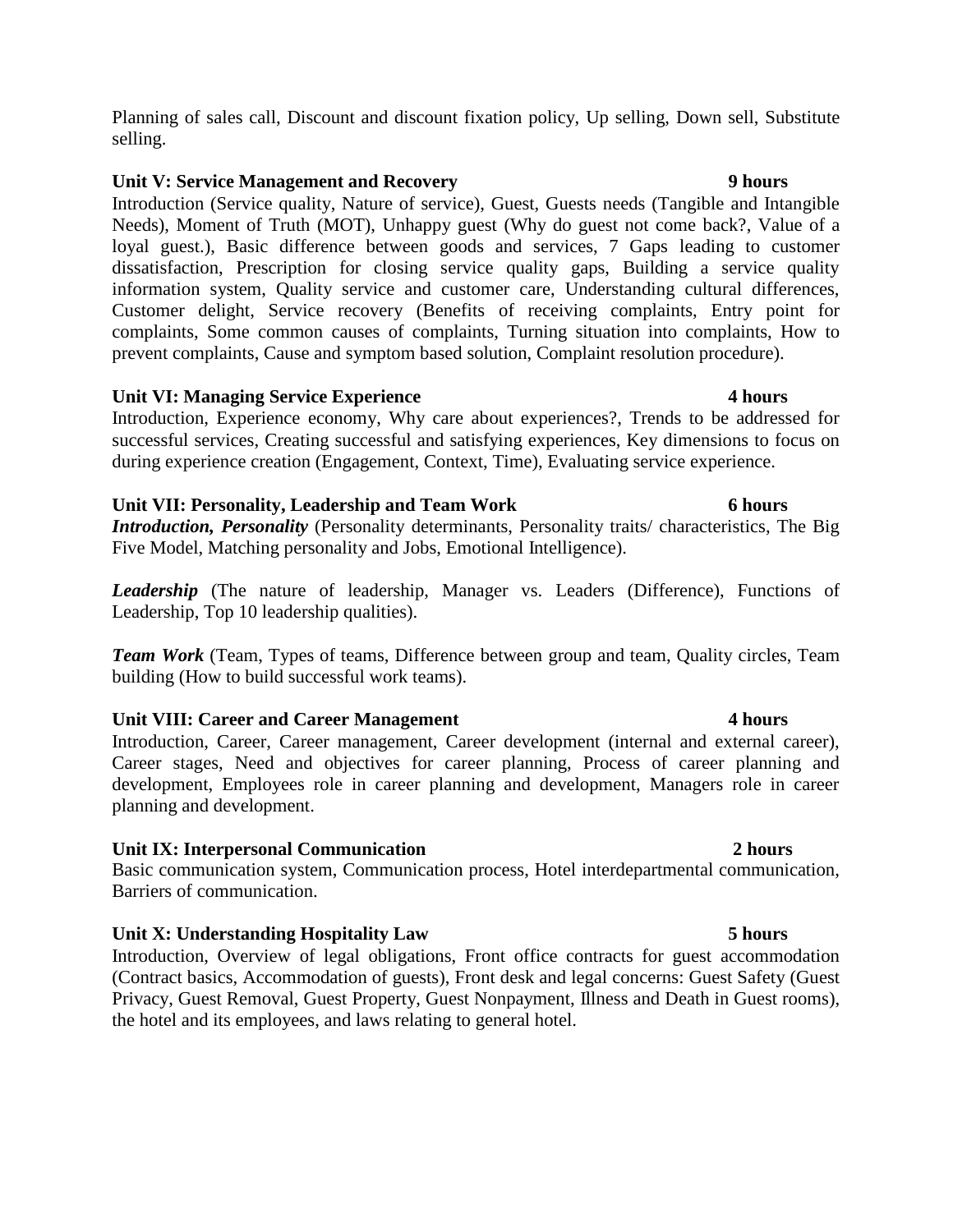Planning of sales call, Discount and discount fixation policy, Up selling, Down sell, Substitute selling.

**Unit V: Service Management and Recovery** **9 hours**

Introduction (Service quality, Nature of service), Guest, Guests needs (Tangible and Intangible Needs), Moment of Truth (MOT), Unhappy guest (Why do guest not come back?, Value of a loyal guest.), Basic difference between goods and services, 7 Gaps leading to customer dissatisfaction, Prescription for closing service quality gaps, Building a service quality information system, Quality service and customer care, Understanding cultural differences, Customer delight, Service recovery (Benefits of receiving complaints, Entry point for complaints, Some common causes of complaints, Turning situation into complaints, How to prevent complaints, Cause and symptom based solution, Complaint resolution procedure).

**Unit VI: Managing Service Experience** **4 hours**

Introduction, Experience economy, Why care about experiences?, Trends to be addressed for successful services, Creating successful and satisfying experiences, Key dimensions to focus on during experience creation (Engagement, Context, Time), Evaluating service experience.

**Unit VII: Personality, Leadership and Team Work** **6 hours**

***Introduction, Personality*** (Personality determinants, Personality traits/ characteristics, The Big Five Model, Matching personality and Jobs, Emotional Intelligence).

***Leadership*** (The nature of leadership, Manager vs. Leaders (Difference), Functions of Leadership, Top 10 leadership qualities).

***Team Work*** (Team, Types of teams, Difference between group and team, Quality circles, Team building (How to build successful work teams).

**Unit VIII: Career and Career Management** **4 hours**

Introduction, Career, Career management, Career development (internal and external career), Career stages, Need and objectives for career planning, Process of career planning and development, Employees role in career planning and development, Managers role in career planning and development.

**Unit IX: Interpersonal Communication** **2 hours**

Basic communication system, Communication process, Hotel interdepartmental communication, Barriers of communication.

**Unit X: Understanding Hospitality Law** **5 hours**

Introduction, Overview of legal obligations, Front office contracts for guest accommodation (Contract basics, Accommodation of guests), Front desk and legal concerns: Guest Safety (Guest Privacy, Guest Removal, Guest Property, Guest Nonpayment, Illness and Death in Guest rooms), the hotel and its employees, and laws relating to general hotel.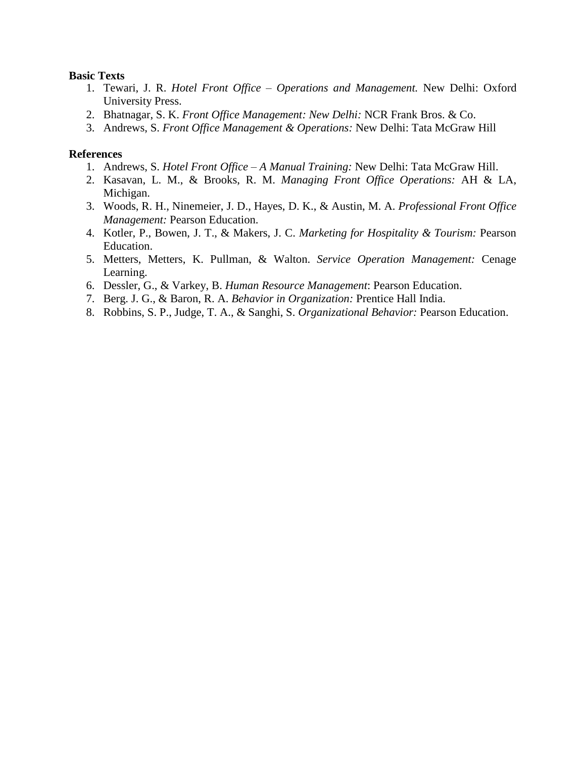**Basic Texts**

1. Tewari, J. R. *Hotel Front Office – Operations and Management.* New Delhi: Oxford University Press.
2. Bhatnagar, S. K. *Front Office Management: New Delhi:* NCR Frank Bros. & Co.
3. Andrews, S. *Front Office Management & Operations:* New Delhi: Tata McGraw Hill

**References**

1. Andrews, S. *Hotel Front Office – A Manual Training:* New Delhi: Tata McGraw Hill.
2. Kasavan, L. M., & Brooks, R. M. *Managing Front Office Operations:* AH & LA, Michigan.
3. Woods, R. H., Ninemeier, J. D., Hayes, D. K., & Austin, M. A. *Professional Front Office Management:* Pearson Education.
4. Kotler, P., Bowen, J. T., & Makers, J. C. *Marketing for Hospitality & Tourism:* Pearson Education.
5. Metters, Metters, K. Pullman, & Walton. *Service Operation Management:* Cenage Learning.
6. Dessler, G., & Varkey, B. *Human Resource Management*: Pearson Education.
7. Berg. J. G., & Baron, R. A. *Behavior in Organization:* Prentice Hall India.
8. Robbins, S. P., Judge, T. A., & Sanghi, S. *Organizational Behavior:* Pearson Education.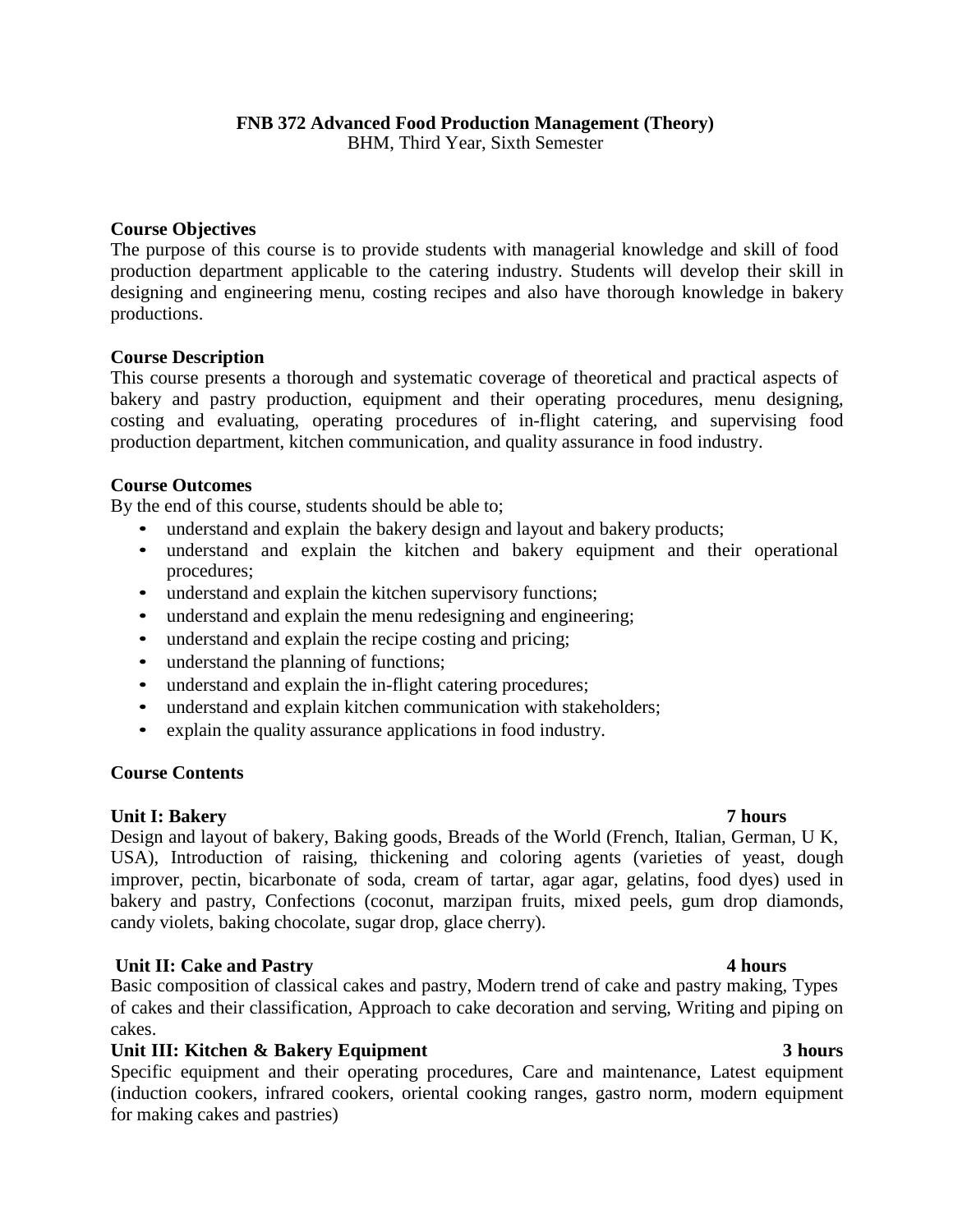**FNB 372 Advanced Food Production Management (Theory)**
BHM, Third Year, Sixth Semester

**Course Objectives**

The purpose of this course is to provide students with managerial knowledge and skill of food production department applicable to the catering industry. Students will develop their skill in designing and engineering menu, costing recipes and also have thorough knowledge in bakery productions.

**Course Description**

This course presents a thorough and systematic coverage of theoretical and practical aspects of bakery and pastry production, equipment and their operating procedures, menu designing, costing and evaluating, operating procedures of in-flight catering, and supervising food production department, kitchen communication, and quality assurance in food industry.

**Course Outcomes**

By the end of this course, students should be able to;

- understand and explain the bakery design and layout and bakery products;
- understand and explain the kitchen and bakery equipment and their operational procedures;
- understand and explain the kitchen supervisory functions;
- understand and explain the menu redesigning and engineering;
- understand and explain the recipe costing and pricing;
- understand the planning of functions;
- understand and explain the in-flight catering procedures;
- understand and explain kitchen communication with stakeholders;
- explain the quality assurance applications in food industry.

**Course Contents**

**Unit I: Bakery** **7 hours**

Design and layout of bakery, Baking goods, Breads of the World (French, Italian, German, U K, USA), Introduction of raising, thickening and coloring agents (varieties of yeast, dough improver, pectin, bicarbonate of soda, cream of tartar, agar agar, gelatins, food dyes) used in bakery and pastry, Confections (coconut, marzipan fruits, mixed peels, gum drop diamonds, candy violets, baking chocolate, sugar drop, glace cherry).

**Unit II: Cake and Pastry** **4 hours**

Basic composition of classical cakes and pastry, Modern trend of cake and pastry making, Types of cakes and their classification, Approach to cake decoration and serving, Writing and piping on cakes.

**Unit III: Kitchen & Bakery Equipment** **3 hours**

Specific equipment and their operating procedures, Care and maintenance, Latest equipment (induction cookers, infrared cookers, oriental cooking ranges, gastro norm, modern equipment for making cakes and pastries)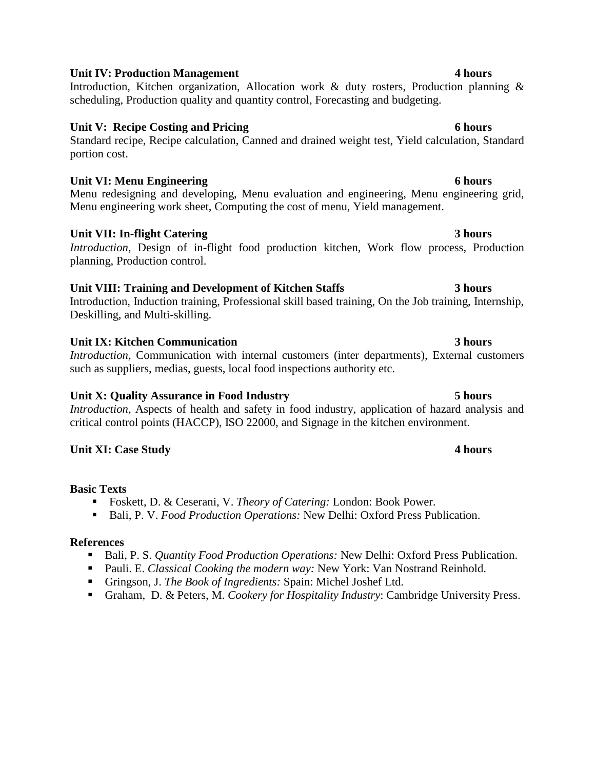**Unit IV: Production Management** **4 hours**

Introduction, Kitchen organization, Allocation work & duty rosters, Production planning & scheduling, Production quality and quantity control, Forecasting and budgeting.

**Unit V: Recipe Costing and Pricing** **6 hours**

Standard recipe, Recipe calculation, Canned and drained weight test, Yield calculation, Standard portion cost.

**Unit VI: Menu Engineering** **6 hours**

Menu redesigning and developing, Menu evaluation and engineering, Menu engineering grid, Menu engineering work sheet, Computing the cost of menu, Yield management.

**Unit VII: In-flight Catering** **3 hours**

*Introduction,* Design of in-flight food production kitchen, Work flow process, Production planning, Production control.

**Unit VIII: Training and Development of Kitchen Staffs** **3 hours**

Introduction, Induction training, Professional skill based training, On the Job training, Internship, Deskilling, and Multi-skilling.

**Unit IX: Kitchen Communication** **3 hours**

*Introduction,* Communication with internal customers (inter departments), External customers such as suppliers, medias, guests, local food inspections authority etc.

**Unit X: Quality Assurance in Food Industry** **5 hours**

*Introduction,* Aspects of health and safety in food industry, application of hazard analysis and critical control points (HACCP), ISO 22000, and Signage in the kitchen environment.

**Unit XI: Case Study** **4 hours**

**Basic Texts**

- Foskett, D. & Ceserani, V. *Theory of Catering:* London: Book Power.
- Bali, P. V. *Food Production Operations:* New Delhi: Oxford Press Publication.

**References**

- Bali, P. S. *Quantity Food Production Operations:* New Delhi: Oxford Press Publication.
- Pauli. E. *Classical Cooking the modern way:* New York: Van Nostrand Reinhold.
- Gringson, J. *The Book of Ingredients:* Spain: Michel Joshef Ltd.
- Graham, D. & Peters, M. *Cookery for Hospitality Industry*: Cambridge University Press.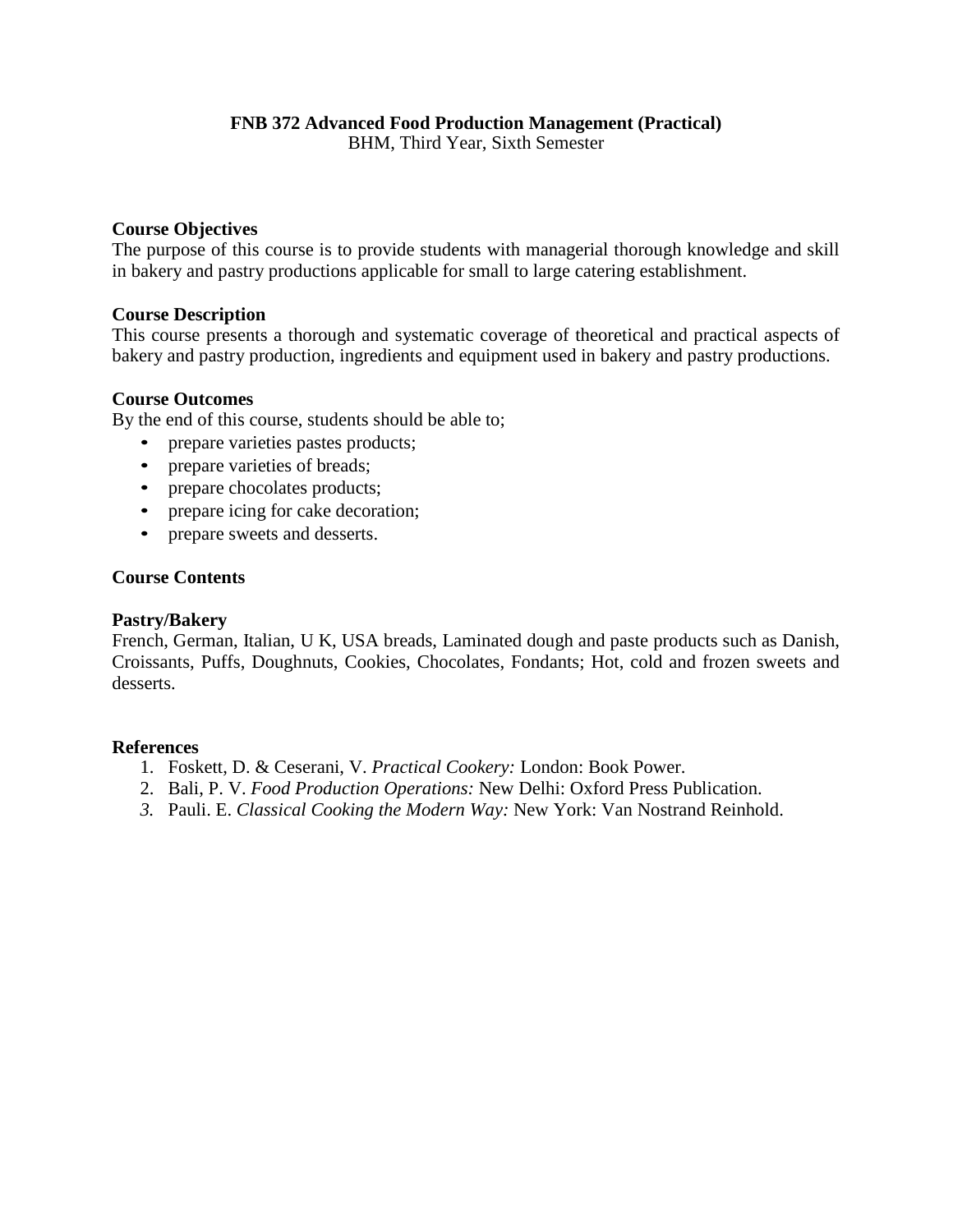**FNB 372 Advanced Food Production Management (Practical)**
BHM, Third Year, Sixth Semester

**Course Objectives**
The purpose of this course is to provide students with managerial thorough knowledge and skill in bakery and pastry productions applicable for small to large catering establishment.

**Course Description**
This course presents a thorough and systematic coverage of theoretical and practical aspects of bakery and pastry production, ingredients and equipment used in bakery and pastry productions.

**Course Outcomes**
By the end of this course, students should be able to;

- prepare varieties pastes products;
- prepare varieties of breads;
- prepare chocolates products;
- prepare icing for cake decoration;
- prepare sweets and desserts.

**Course Contents**

**Pastry/Bakery**
French, German, Italian, U K, USA breads, Laminated dough and paste products such as Danish, Croissants, Puffs, Doughnuts, Cookies, Chocolates, Fondants; Hot, cold and frozen sweets and desserts.

**References**

1. Foskett, D. & Ceserani, V. *Practical Cookery:* London: Book Power.
2. Bali, P. V. *Food Production Operations:* New Delhi: Oxford Press Publication.
3. Pauli. E. *Classical Cooking the Modern Way:* New York: Van Nostrand Reinhold.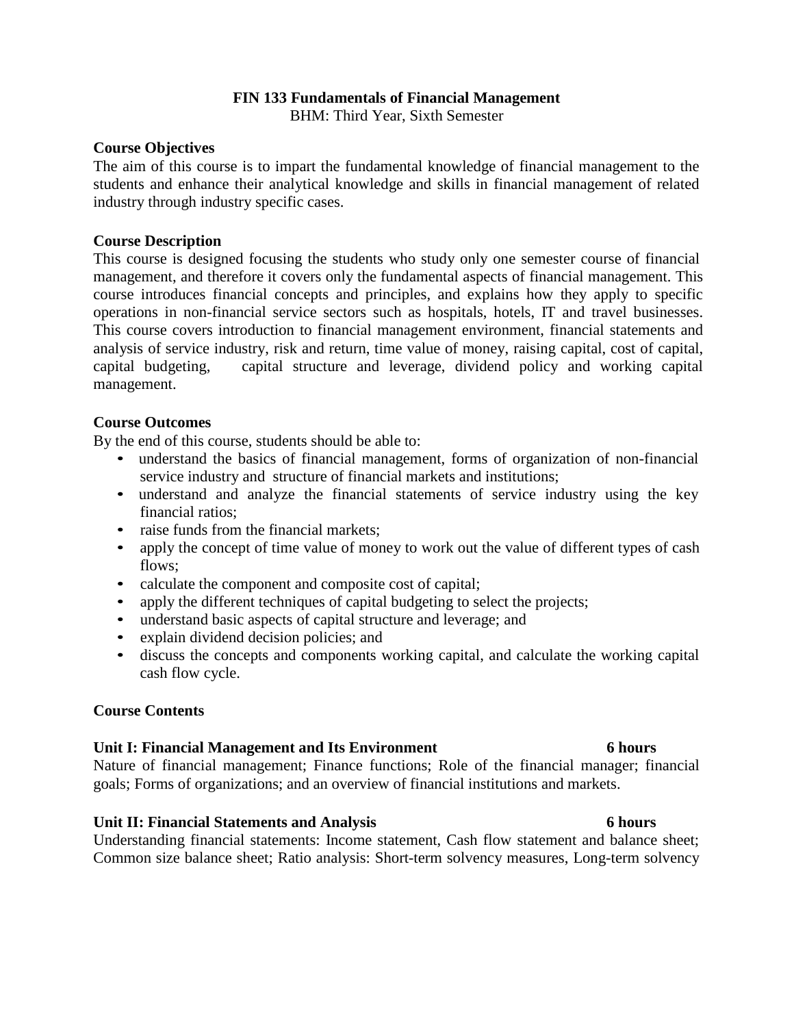# FIN 133 Fundamentals of Financial Management

BHM: Third Year, Sixth Semester

**Course Objectives**

The aim of this course is to impart the fundamental knowledge of financial management to the students and enhance their analytical knowledge and skills in financial management of related industry through industry specific cases.

**Course Description**

This course is designed focusing the students who study only one semester course of financial management, and therefore it covers only the fundamental aspects of financial management. This course introduces financial concepts and principles, and explains how they apply to specific operations in non-financial service sectors such as hospitals, hotels, IT and travel businesses. This course covers introduction to financial management environment, financial statements and analysis of service industry, risk and return, time value of money, raising capital, cost of capital, capital budgeting, capital structure and leverage, dividend policy and working capital management.

**Course Outcomes**

By the end of this course, students should be able to:

- understand the basics of financial management, forms of organization of non-financial service industry and structure of financial markets and institutions;
- understand and analyze the financial statements of service industry using the key financial ratios;
- raise funds from the financial markets;
- apply the concept of time value of money to work out the value of different types of cash flows;
- calculate the component and composite cost of capital;
- apply the different techniques of capital budgeting to select the projects;
- understand basic aspects of capital structure and leverage; and
- explain dividend decision policies; and
- discuss the concepts and components working capital, and calculate the working capital cash flow cycle.

**Course Contents**

**Unit I: Financial Management and Its Environment 6 hours**

Nature of financial management; Finance functions; Role of the financial manager; financial goals; Forms of organizations; and an overview of financial institutions and markets.

**Unit II: Financial Statements and Analysis 6 hours**

Understanding financial statements: Income statement, Cash flow statement and balance sheet; Common size balance sheet; Ratio analysis: Short-term solvency measures, Long-term solvency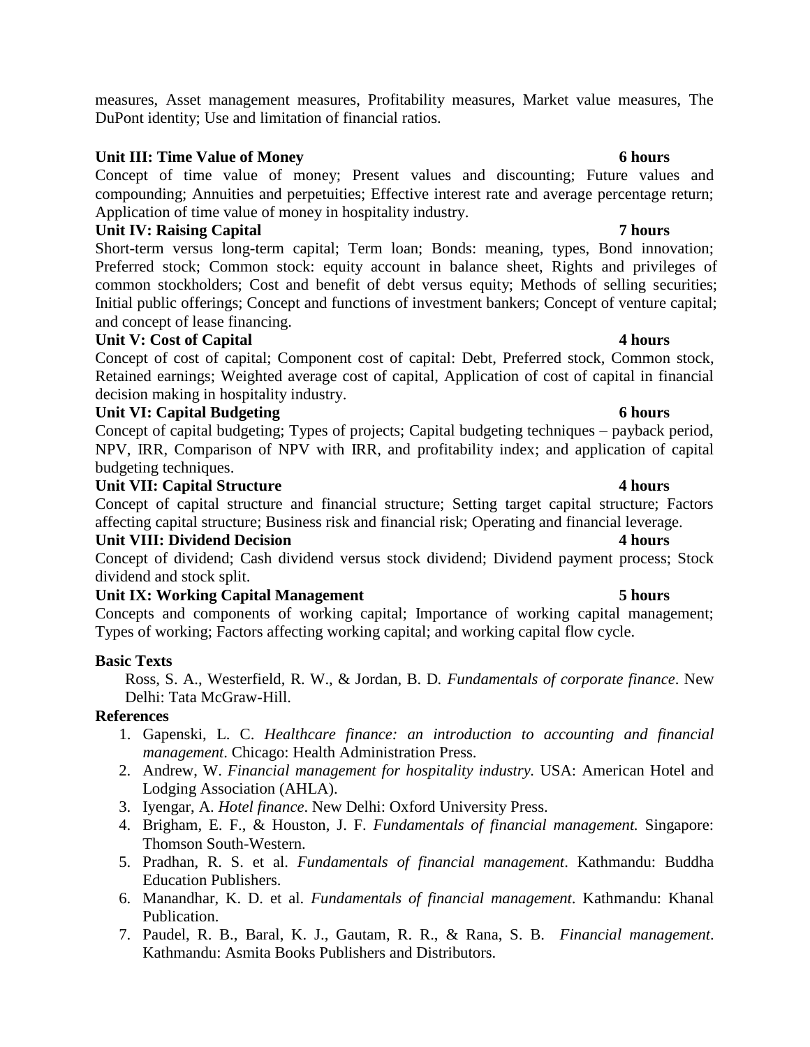measures, Asset management measures, Profitability measures, Market value measures, The DuPont identity; Use and limitation of financial ratios.

**Unit III: Time Value of Money** **6 hours**

Concept of time value of money; Present values and discounting; Future values and compounding; Annuities and perpetuities; Effective interest rate and average percentage return; Application of time value of money in hospitality industry.

**Unit IV: Raising Capital** **7 hours**

Short-term versus long-term capital; Term loan; Bonds: meaning, types, Bond innovation; Preferred stock; Common stock: equity account in balance sheet, Rights and privileges of common stockholders; Cost and benefit of debt versus equity; Methods of selling securities; Initial public offerings; Concept and functions of investment bankers; Concept of venture capital; and concept of lease financing.

**Unit V: Cost of Capital** **4 hours**

Concept of cost of capital; Component cost of capital: Debt, Preferred stock, Common stock, Retained earnings; Weighted average cost of capital, Application of cost of capital in financial decision making in hospitality industry.

**Unit VI: Capital Budgeting** **6 hours**

Concept of capital budgeting; Types of projects; Capital budgeting techniques – payback period, NPV, IRR, Comparison of NPV with IRR, and profitability index; and application of capital budgeting techniques.

**Unit VII: Capital Structure** **4 hours**

Concept of capital structure and financial structure; Setting target capital structure; Factors affecting capital structure; Business risk and financial risk; Operating and financial leverage.

**Unit VIII: Dividend Decision** **4 hours**

Concept of dividend; Cash dividend versus stock dividend; Dividend payment process; Stock dividend and stock split.

**Unit IX: Working Capital Management** **5 hours**

Concepts and components of working capital; Importance of working capital management; Types of working; Factors affecting working capital; and working capital flow cycle.

**Basic Texts**

Ross, S. A., Westerfield, R. W., & Jordan, B. D. *Fundamentals of corporate finance*. New Delhi: Tata McGraw-Hill.

**References**

1. Gapenski, L. C. *Healthcare finance: an introduction to accounting and financial management*. Chicago: Health Administration Press.
2. Andrew, W. *Financial management for hospitality industry.* USA: American Hotel and Lodging Association (AHLA).
3. Iyengar, A. *Hotel finance*. New Delhi: Oxford University Press.
4. Brigham, E. F., & Houston, J. F. *Fundamentals of financial management.* Singapore: Thomson South-Western.
5. Pradhan, R. S. et al. *Fundamentals of financial management*. Kathmandu: Buddha Education Publishers.
6. Manandhar, K. D. et al. *Fundamentals of financial management*. Kathmandu: Khanal Publication.
7. Paudel, R. B., Baral, K. J., Gautam, R. R., & Rana, S. B. *Financial management*. Kathmandu: Asmita Books Publishers and Distributors.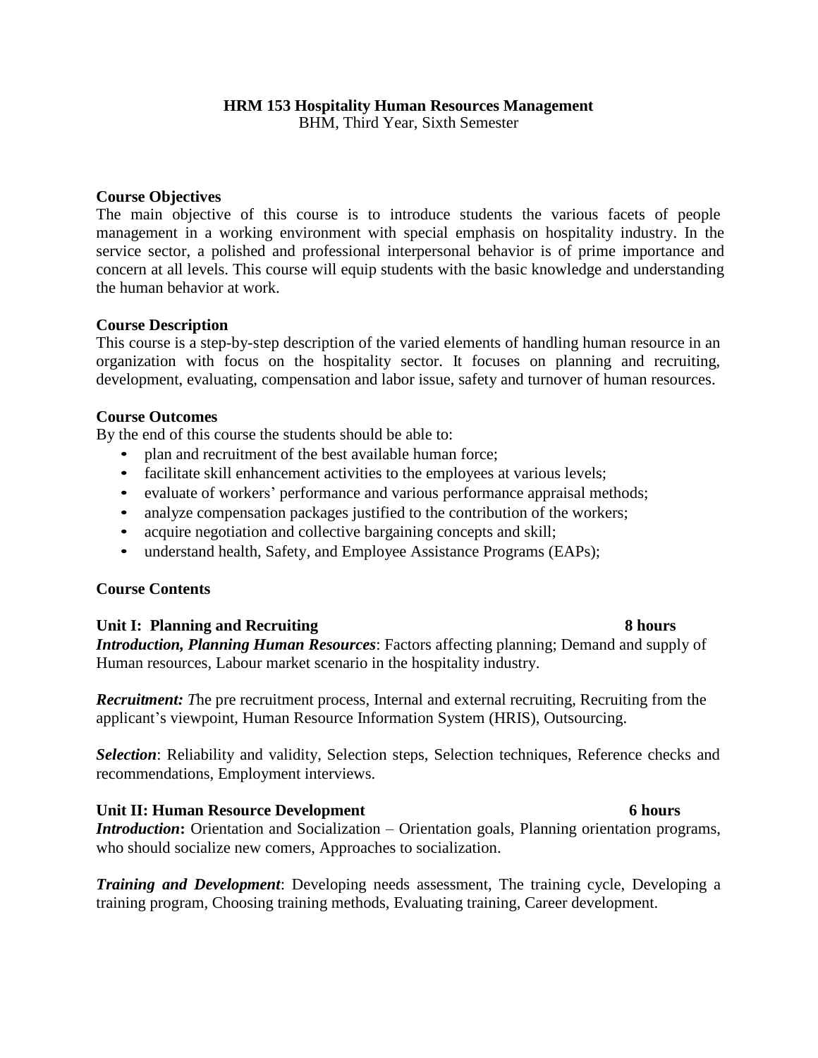# HRM 153 Hospitality Human Resources Management

BHM, Third Year, Sixth Semester

## Course Objectives

The main objective of this course is to introduce students the various facets of people management in a working environment with special emphasis on hospitality industry. In the service sector, a polished and professional interpersonal behavior is of prime importance and concern at all levels. This course will equip students with the basic knowledge and understanding the human behavior at work.

## Course Description

This course is a step-by-step description of the varied elements of handling human resource in an organization with focus on the hospitality sector. It focuses on planning and recruiting, development, evaluating, compensation and labor issue, safety and turnover of human resources.

## Course Outcomes

By the end of this course the students should be able to:

- plan and recruitment of the best available human force;
- facilitate skill enhancement activities to the employees at various levels;
- evaluate of workers' performance and various performance appraisal methods;
- analyze compensation packages justified to the contribution of the workers;
- acquire negotiation and collective bargaining concepts and skill;
- understand health, Safety, and Employee Assistance Programs (EAPs);

## Course Contents

### Unit I: Planning and Recruiting — 8 hours

***Introduction, Planning Human Resources***: Factors affecting planning; Demand and supply of Human resources, Labour market scenario in the hospitality industry.

***Recruitment:*** *T*he pre recruitment process, Internal and external recruiting, Recruiting from the applicant's viewpoint, Human Resource Information System (HRIS), Outsourcing.

***Selection***: Reliability and validity, Selection steps, Selection techniques, Reference checks and recommendations, Employment interviews.

### Unit II: Human Resource Development — 6 hours

***Introduction*****:** Orientation and Socialization – Orientation goals, Planning orientation programs, who should socialize new comers, Approaches to socialization.

***Training and Development***: Developing needs assessment, The training cycle, Developing a training program, Choosing training methods, Evaluating training, Career development.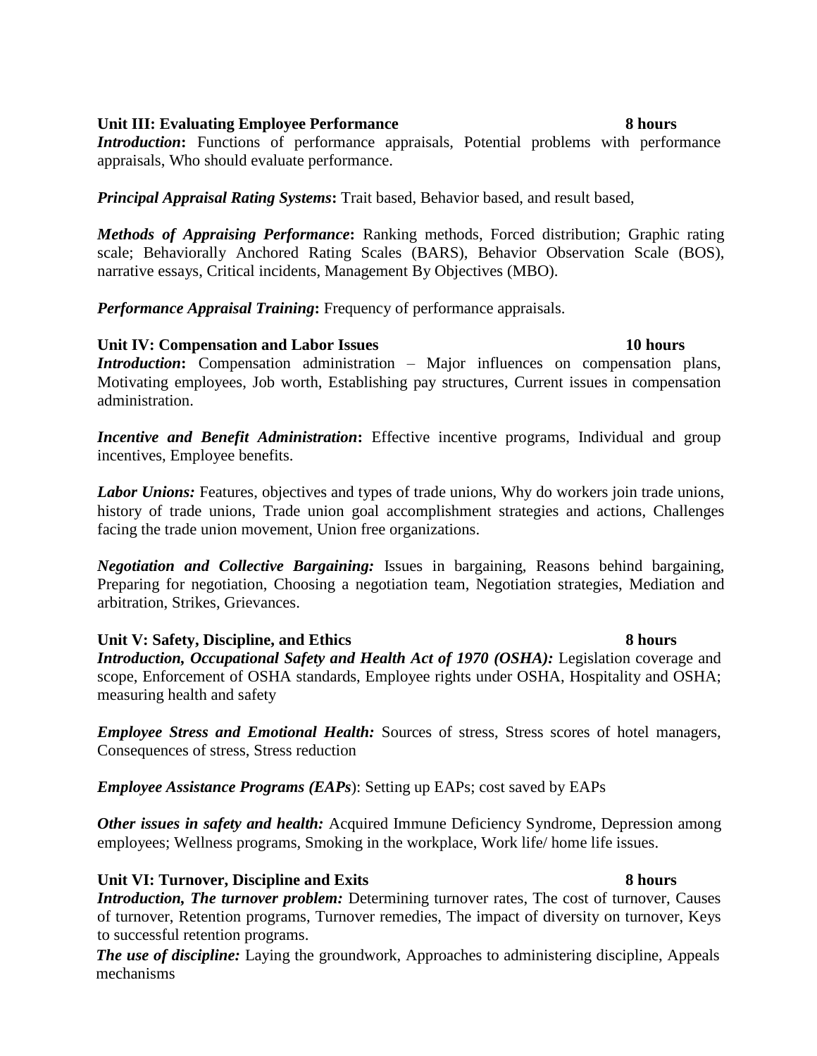**Unit III: Evaluating Employee Performance** **8 hours**

***Introduction*:** Functions of performance appraisals, Potential problems with performance appraisals, Who should evaluate performance.

***Principal Appraisal Rating Systems*:** Trait based, Behavior based, and result based,

***Methods of Appraising Performance*:** Ranking methods, Forced distribution; Graphic rating scale; Behaviorally Anchored Rating Scales (BARS), Behavior Observation Scale (BOS), narrative essays, Critical incidents, Management By Objectives (MBO).

***Performance Appraisal Training*:** Frequency of performance appraisals.

**Unit IV: Compensation and Labor Issues** **10 hours**

***Introduction*:** Compensation administration – Major influences on compensation plans, Motivating employees, Job worth, Establishing pay structures, Current issues in compensation administration.

***Incentive and Benefit Administration*:** Effective incentive programs, Individual and group incentives, Employee benefits.

***Labor Unions:*** Features, objectives and types of trade unions, Why do workers join trade unions, history of trade unions, Trade union goal accomplishment strategies and actions, Challenges facing the trade union movement, Union free organizations.

***Negotiation and Collective Bargaining:*** Issues in bargaining, Reasons behind bargaining, Preparing for negotiation, Choosing a negotiation team, Negotiation strategies, Mediation and arbitration, Strikes, Grievances.

**Unit V: Safety, Discipline, and Ethics** **8 hours**

***Introduction, Occupational Safety and Health Act of 1970 (OSHA):*** Legislation coverage and scope, Enforcement of OSHA standards, Employee rights under OSHA, Hospitality and OSHA; measuring health and safety

***Employee Stress and Emotional Health:*** Sources of stress, Stress scores of hotel managers, Consequences of stress, Stress reduction

***Employee Assistance Programs (EAPs*)**: Setting up EAPs; cost saved by EAPs

***Other issues in safety and health:*** Acquired Immune Deficiency Syndrome, Depression among employees; Wellness programs, Smoking in the workplace, Work life/ home life issues.

**Unit VI: Turnover, Discipline and Exits** **8 hours**

***Introduction, The turnover problem:*** Determining turnover rates, The cost of turnover, Causes of turnover, Retention programs, Turnover remedies, The impact of diversity on turnover, Keys to successful retention programs.

***The use of discipline:*** Laying the groundwork, Approaches to administering discipline, Appeals mechanisms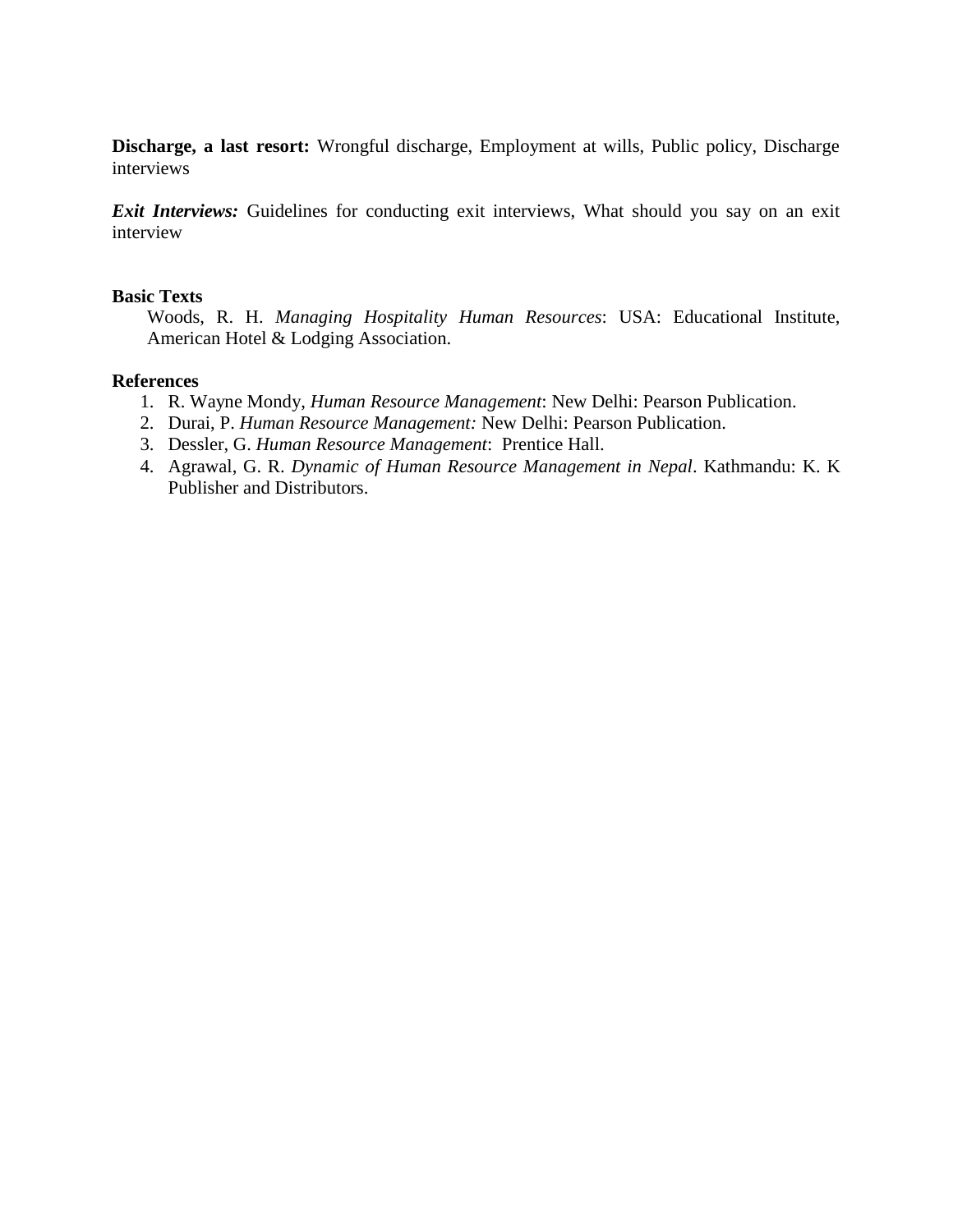**Discharge, a last resort:** Wrongful discharge, Employment at wills, Public policy, Discharge interviews

***Exit Interviews:*** Guidelines for conducting exit interviews, What should you say on an exit interview

**Basic Texts**

Woods, R. H. *Managing Hospitality Human Resources*: USA: Educational Institute, American Hotel & Lodging Association.

**References**

1. R. Wayne Mondy, *Human Resource Management*: New Delhi: Pearson Publication.
2. Durai, P. *Human Resource Management:* New Delhi: Pearson Publication.
3. Dessler, G. *Human Resource Management*: Prentice Hall.
4. Agrawal, G. R. *Dynamic of Human Resource Management in Nepal*. Kathmandu: K. K Publisher and Distributors.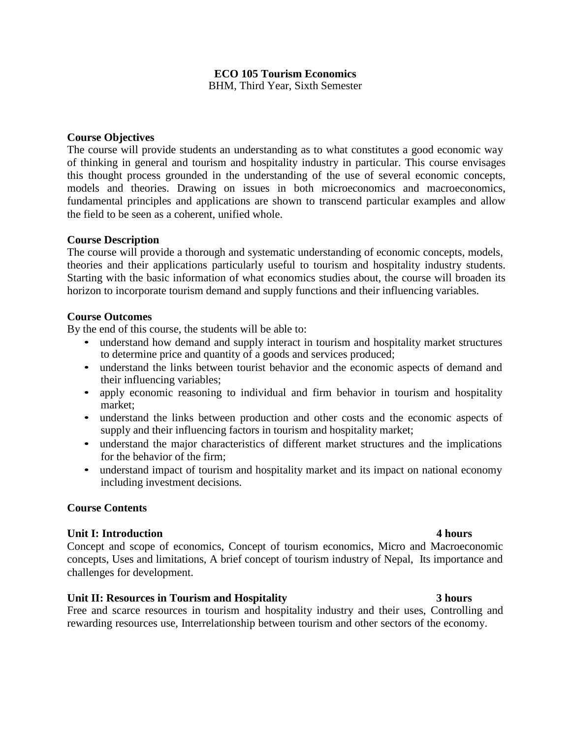# ECO 105 Tourism Economics

BHM, Third Year, Sixth Semester

**Course Objectives**

The course will provide students an understanding as to what constitutes a good economic way of thinking in general and tourism and hospitality industry in particular. This course envisages this thought process grounded in the understanding of the use of several economic concepts, models and theories. Drawing on issues in both microeconomics and macroeconomics, fundamental principles and applications are shown to transcend particular examples and allow the field to be seen as a coherent, unified whole.

**Course Description**

The course will provide a thorough and systematic understanding of economic concepts, models, theories and their applications particularly useful to tourism and hospitality industry students. Starting with the basic information of what economics studies about, the course will broaden its horizon to incorporate tourism demand and supply functions and their influencing variables.

**Course Outcomes**

By the end of this course, the students will be able to:

- understand how demand and supply interact in tourism and hospitality market structures to determine price and quantity of a goods and services produced;
- understand the links between tourist behavior and the economic aspects of demand and their influencing variables;
- apply economic reasoning to individual and firm behavior in tourism and hospitality market;
- understand the links between production and other costs and the economic aspects of supply and their influencing factors in tourism and hospitality market;
- understand the major characteristics of different market structures and the implications for the behavior of the firm;
- understand impact of tourism and hospitality market and its impact on national economy including investment decisions.

**Course Contents**

**Unit I: Introduction** **4 hours**

Concept and scope of economics, Concept of tourism economics, Micro and Macroeconomic concepts, Uses and limitations, A brief concept of tourism industry of Nepal, Its importance and challenges for development.

**Unit II: Resources in Tourism and Hospitality** **3 hours**

Free and scarce resources in tourism and hospitality industry and their uses, Controlling and rewarding resources use, Interrelationship between tourism and other sectors of the economy.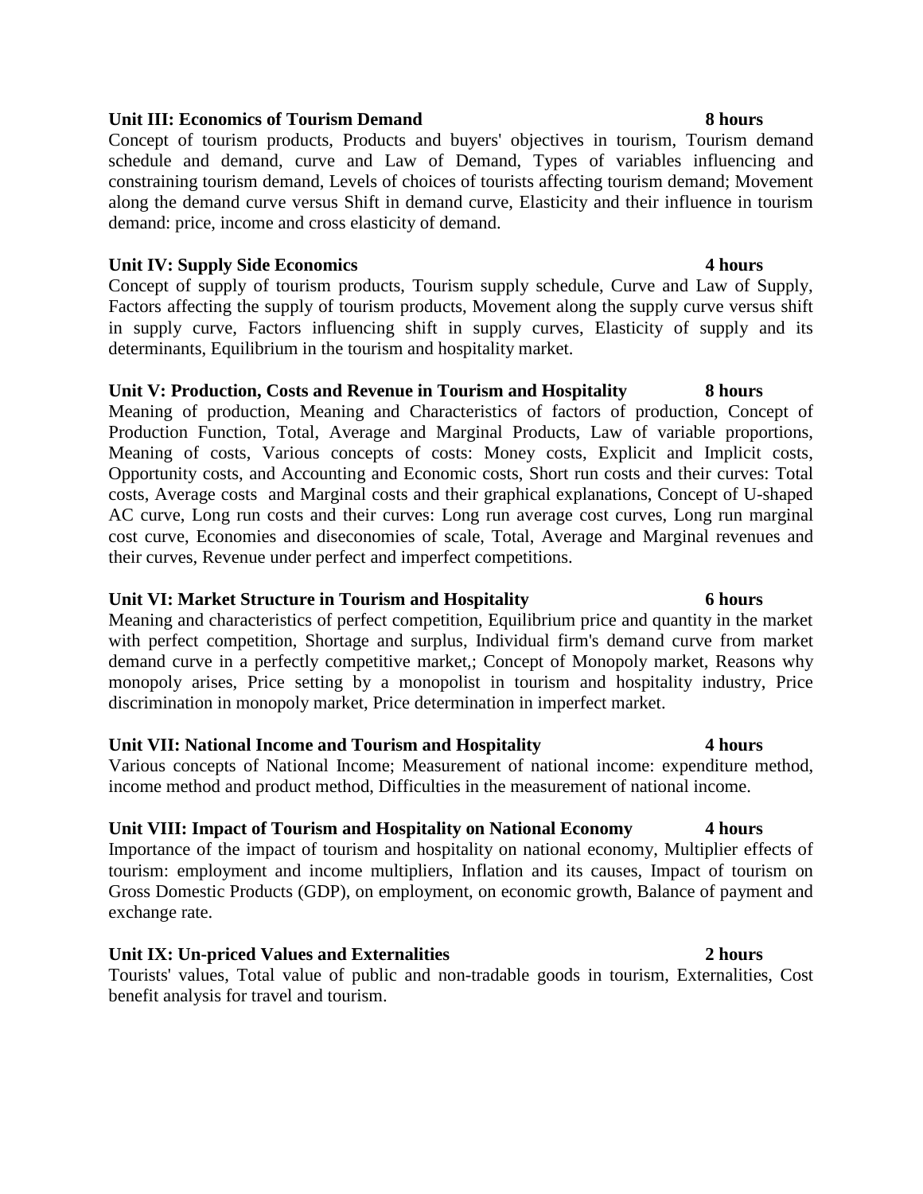**Unit III: Economics of Tourism Demand** **8 hours**

Concept of tourism products, Products and buyers' objectives in tourism, Tourism demand schedule and demand, curve and Law of Demand, Types of variables influencing and constraining tourism demand, Levels of choices of tourists affecting tourism demand; Movement along the demand curve versus Shift in demand curve, Elasticity and their influence in tourism demand: price, income and cross elasticity of demand.

**Unit IV: Supply Side Economics** **4 hours**

Concept of supply of tourism products, Tourism supply schedule, Curve and Law of Supply, Factors affecting the supply of tourism products, Movement along the supply curve versus shift in supply curve, Factors influencing shift in supply curves, Elasticity of supply and its determinants, Equilibrium in the tourism and hospitality market.

**Unit V: Production, Costs and Revenue in Tourism and Hospitality** **8 hours**

Meaning of production, Meaning and Characteristics of factors of production, Concept of Production Function, Total, Average and Marginal Products, Law of variable proportions, Meaning of costs, Various concepts of costs: Money costs, Explicit and Implicit costs, Opportunity costs, and Accounting and Economic costs, Short run costs and their curves: Total costs, Average costs and Marginal costs and their graphical explanations, Concept of U-shaped AC curve, Long run costs and their curves: Long run average cost curves, Long run marginal cost curve, Economies and diseconomies of scale, Total, Average and Marginal revenues and their curves, Revenue under perfect and imperfect competitions.

**Unit VI: Market Structure in Tourism and Hospitality** **6 hours**

Meaning and characteristics of perfect competition, Equilibrium price and quantity in the market with perfect competition, Shortage and surplus, Individual firm's demand curve from market demand curve in a perfectly competitive market,; Concept of Monopoly market, Reasons why monopoly arises, Price setting by a monopolist in tourism and hospitality industry, Price discrimination in monopoly market, Price determination in imperfect market.

**Unit VII: National Income and Tourism and Hospitality** **4 hours**

Various concepts of National Income; Measurement of national income: expenditure method, income method and product method, Difficulties in the measurement of national income.

**Unit VIII: Impact of Tourism and Hospitality on National Economy** **4 hours**

Importance of the impact of tourism and hospitality on national economy, Multiplier effects of tourism: employment and income multipliers, Inflation and its causes, Impact of tourism on Gross Domestic Products (GDP), on employment, on economic growth, Balance of payment and exchange rate.

**Unit IX: Un-priced Values and Externalities** **2 hours**

Tourists' values, Total value of public and non-tradable goods in tourism, Externalities, Cost benefit analysis for travel and tourism.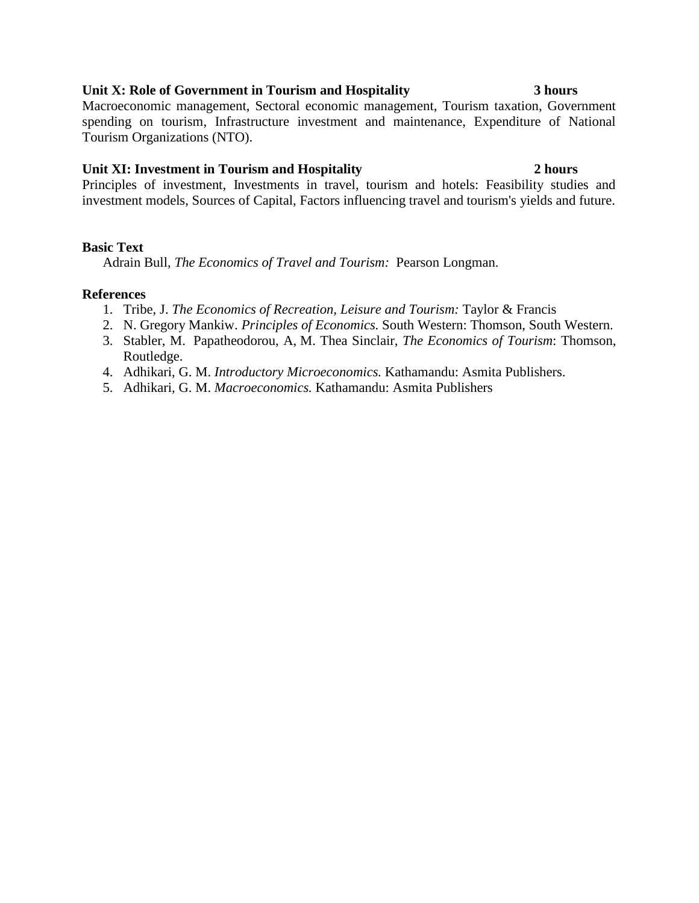**Unit X: Role of Government in Tourism and Hospitality 3 hours**

Macroeconomic management, Sectoral economic management, Tourism taxation, Government spending on tourism, Infrastructure investment and maintenance, Expenditure of National Tourism Organizations (NTO).

**Unit XI: Investment in Tourism and Hospitality 2 hours**

Principles of investment, Investments in travel, tourism and hotels: Feasibility studies and investment models, Sources of Capital, Factors influencing travel and tourism's yields and future.

**Basic Text**

Adrain Bull, *The Economics of Travel and Tourism:* Pearson Longman.

**References**

1. Tribe, J. *The Economics of Recreation, Leisure and Tourism:* Taylor & Francis
2. N. Gregory Mankiw. *Principles of Economics.* South Western: Thomson, South Western.
3. Stabler, M. Papatheodorou, A, M. Thea Sinclair, *The Economics of Tourism*: Thomson, Routledge.
4. Adhikari, G. M. *Introductory Microeconomics.* Kathamandu: Asmita Publishers.
5. Adhikari, G. M. *Macroeconomics.* Kathamandu: Asmita Publishers